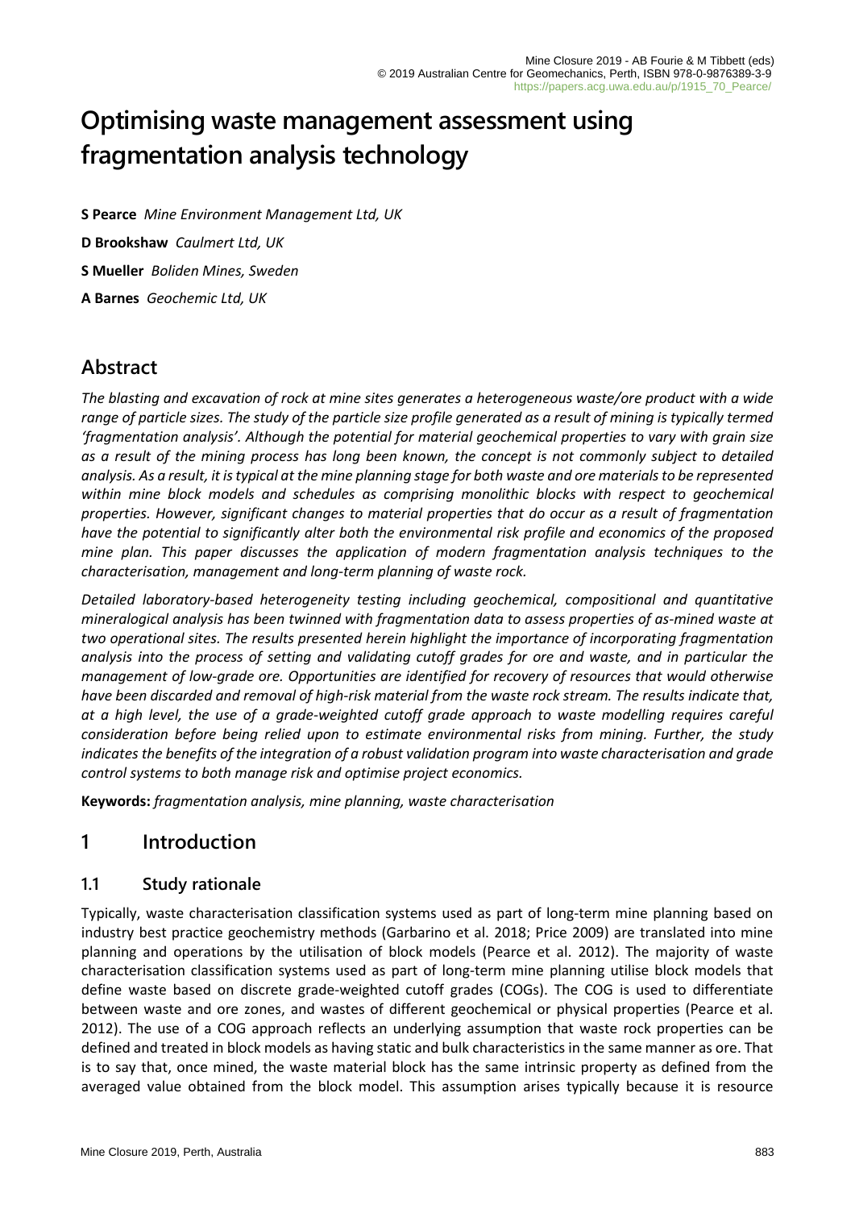# Optimising waste management assessment using fragmentation analysis technology

**S Pearce** *Mine Environment Management Ltd, UK*

**D Brookshaw** *Caulmert Ltd, UK*

**S Mueller** *Boliden Mines, Sweden*

**A Barnes** *Geochemic Ltd, UK*

## Abstract

*The blasting and excavation of rock at mine sites generates a heterogeneous waste/ore product with a wide range of particle sizes. The study of the particle size profile generated as a result of mining is typically termed 'fragmentation analysis'. Although the potential for material geochemical properties to vary with grain size as a result of the mining process has long been known, the concept is not commonly subject to detailed analysis. As a result, it is typical at the mine planning stage for both waste and ore materials to be represented within mine block models and schedules as comprising monolithic blocks with respect to geochemical properties. However, significant changes to material properties that do occur as a result of fragmentation have the potential to significantly alter both the environmental risk profile and economics of the proposed mine plan. This paper discusses the application of modern fragmentation analysis techniques to the characterisation, management and long-term planning of waste rock.*

*Detailed laboratory-based heterogeneity testing including geochemical, compositional and quantitative mineralogical analysis has been twinned with fragmentation data to assess properties of as-mined waste at two operational sites. The results presented herein highlight the importance of incorporating fragmentation analysis into the process of setting and validating cutoff grades for ore and waste, and in particular the management of low-grade ore. Opportunities are identified for recovery of resources that would otherwise have been discarded and removal of high-risk material from the waste rock stream. The results indicate that, at a high level, the use of a grade-weighted cutoff grade approach to waste modelling requires careful consideration before being relied upon to estimate environmental risks from mining. Further, the study indicates the benefits of the integration of a robust validation program into waste characterisation and grade control systems to both manage risk and optimise project economics.*

**Keywords:** *fragmentation analysis, mine planning, waste characterisation*

## 1 Introduction

### 1.1 Study rationale

Typically, waste characterisation classification systems used as part of long-term mine planning based on industry best practice geochemistry methods (Garbarino et al. 2018; Price 2009) are translated into mine planning and operations by the utilisation of block models (Pearce et al. 2012). The majority of waste characterisation classification systems used as part of long-term mine planning utilise block models that define waste based on discrete grade-weighted cutoff grades (COGs). The COG is used to differentiate between waste and ore zones, and wastes of different geochemical or physical properties (Pearce et al. 2012). The use of a COG approach reflects an underlying assumption that waste rock properties can be defined and treated in block models as having static and bulk characteristics in the same manner as ore. That is to say that, once mined, the waste material block has the same intrinsic property as defined from the averaged value obtained from the block model. This assumption arises typically because it is resource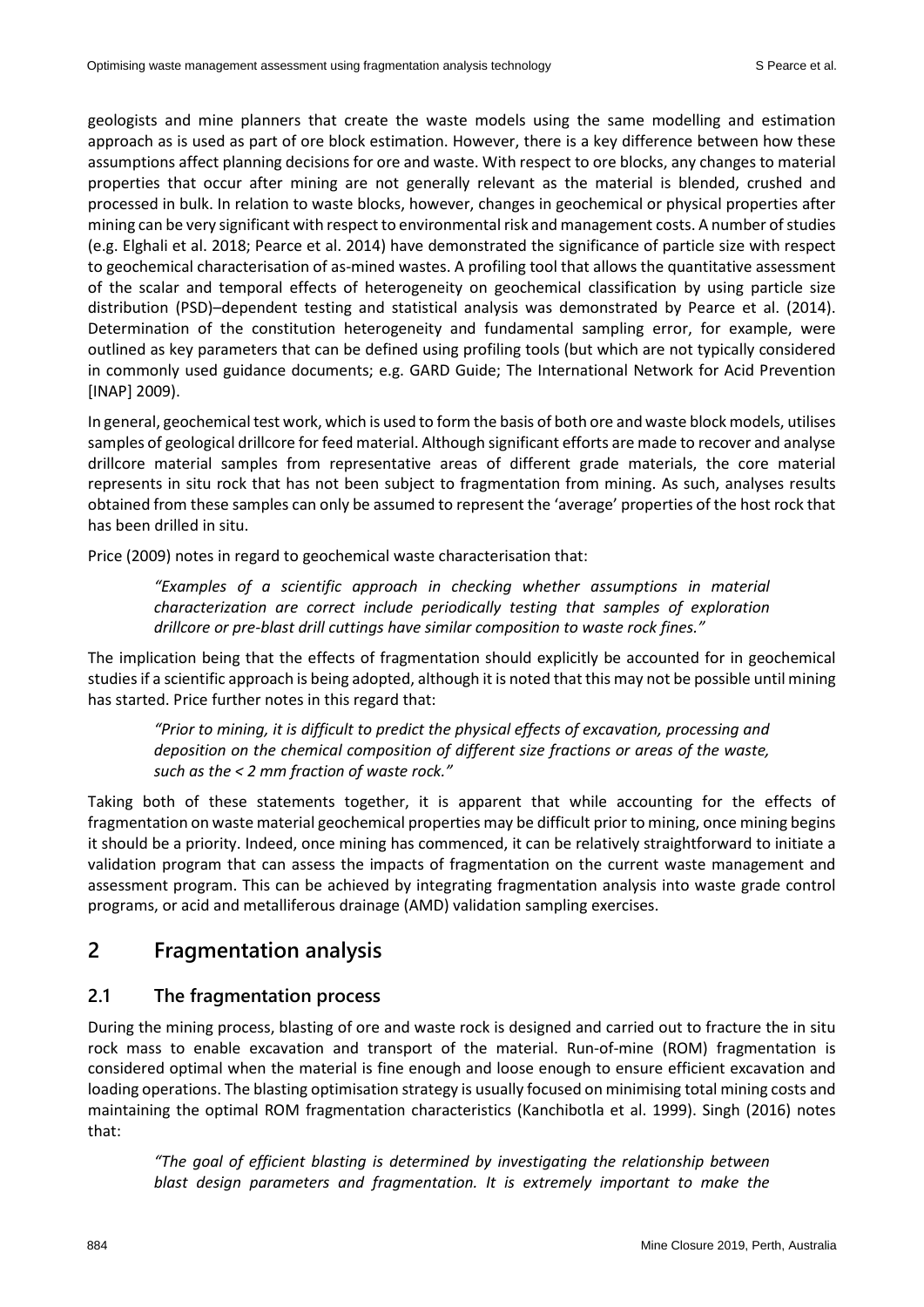geologists and mine planners that create the waste models using the same modelling and estimation approach as is used as part of ore block estimation. However, there is a key difference between how these assumptions affect planning decisions for ore and waste. With respect to ore blocks, any changes to material properties that occur after mining are not generally relevant as the material is blended, crushed and processed in bulk. In relation to waste blocks, however, changes in geochemical or physical properties after mining can be very significant with respect to environmental risk and management costs. A number of studies (e.g. Elghali et al. 2018; Pearce et al. 2014) have demonstrated the significance of particle size with respect to geochemical characterisation of as-mined wastes. A profiling tool that allows the quantitative assessment of the scalar and temporal effects of heterogeneity on geochemical classification by using particle size distribution (PSD)–dependent testing and statistical analysis was demonstrated by Pearce et al. (2014). Determination of the constitution heterogeneity and fundamental sampling error, for example, were outlined as key parameters that can be defined using profiling tools (but which are not typically considered in commonly used guidance documents; e.g. GARD Guide; The International Network for Acid Prevention [INAP] 2009).

In general, geochemical test work, which is used to form the basis of both ore and waste block models, utilises samples of geological drillcore for feed material. Although significant efforts are made to recover and analyse drillcore material samples from representative areas of different grade materials, the core material represents in situ rock that has not been subject to fragmentation from mining. As such, analyses results obtained from these samples can only be assumed to represent the 'average' properties of the host rock that has been drilled in situ.

Price (2009) notes in regard to geochemical waste characterisation that:

> *"Examples of a scientific approach in checking whether assumptions in material characterization are correct include periodically testing that samples of exploration drillcore or pre-blast drill cuttings have similar composition to waste rock fines."*

The implication being that the effects of fragmentation should explicitly be accounted for in geochemical studies if a scientific approach is being adopted, although it is noted that this may not be possible until mining has started. Price further notes in this regard that:

> *"Prior to mining, it is difficult to predict the physical effects of excavation, processing and deposition on the chemical composition of different size fractions or areas of the waste, such as the < 2 mm fraction of waste rock."*

Taking both of these statements together, it is apparent that while accounting for the effects of fragmentation on waste material geochemical properties may be difficult prior to mining, once mining begins it should be a priority. Indeed, once mining has commenced, it can be relatively straightforward to initiate a validation program that can assess the impacts of fragmentation on the current waste management and assessment program. This can be achieved by integrating fragmentation analysis into waste grade control programs, or acid and metalliferous drainage (AMD) validation sampling exercises.

## 2 Fragmentation analysis

### 2.1 The fragmentation process

During the mining process, blasting of ore and waste rock is designed and carried out to fracture the in situ rock mass to enable excavation and transport of the material. Run-of-mine (ROM) fragmentation is considered optimal when the material is fine enough and loose enough to ensure efficient excavation and loading operations. The blasting optimisation strategy is usually focused on minimising total mining costs and maintaining the optimal ROM fragmentation characteristics (Kanchibotla et al. 1999). Singh (2016) notes that:

> *"The goal of efficient blasting is determined by investigating the relationship between blast design parameters and fragmentation. It is extremely important to make the*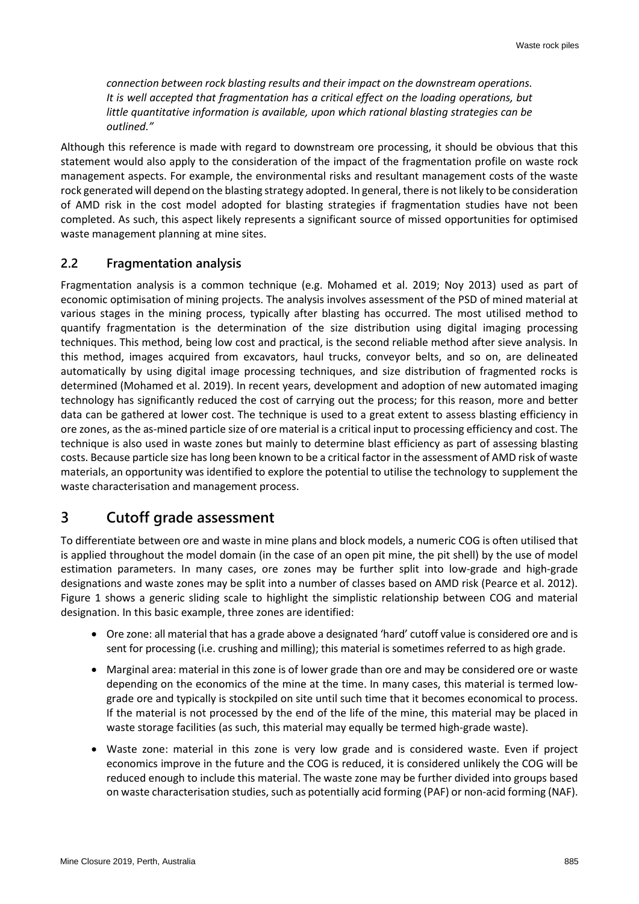*connection between rock blasting results and their impact on the downstream operations. It is well accepted that fragmentation has a critical effect on the loading operations, but little quantitative information is available, upon which rational blasting strategies can be outlined."*

Although this reference is made with regard to downstream ore processing, it should be obvious that this statement would also apply to the consideration of the impact of the fragmentation profile on waste rock management aspects. For example, the environmental risks and resultant management costs of the waste rock generated will depend on the blasting strategy adopted. In general, there is not likely to be consideration of AMD risk in the cost model adopted for blasting strategies if fragmentation studies have not been completed. As such, this aspect likely represents a significant source of missed opportunities for optimised waste management planning at mine sites.

## 2.2 Fragmentation analysis

Fragmentation analysis is a common technique (e.g. Mohamed et al. 2019; Noy 2013) used as part of economic optimisation of mining projects. The analysis involves assessment of the PSD of mined material at various stages in the mining process, typically after blasting has occurred. The most utilised method to quantify fragmentation is the determination of the size distribution using digital imaging processing techniques. This method, being low cost and practical, is the second reliable method after sieve analysis. In this method, images acquired from excavators, haul trucks, conveyor belts, and so on, are delineated automatically by using digital image processing techniques, and size distribution of fragmented rocks is determined (Mohamed et al. 2019). In recent years, development and adoption of new automated imaging technology has significantly reduced the cost of carrying out the process; for this reason, more and better data can be gathered at lower cost. The technique is used to a great extent to assess blasting efficiency in ore zones, as the as-mined particle size of ore material is a critical input to processing efficiency and cost. The technique is also used in waste zones but mainly to determine blast efficiency as part of assessing blasting costs. Because particle size has long been known to be a critical factor in the assessment of AMD risk of waste materials, an opportunity was identified to explore the potential to utilise the technology to supplement the waste characterisation and management process.

# 3 Cutoff grade assessment

To differentiate between ore and waste in mine plans and block models, a numeric COG is often utilised that is applied throughout the model domain (in the case of an open pit mine, the pit shell) by the use of model estimation parameters. In many cases, ore zones may be further split into low-grade and high-grade designations and waste zones may be split into a number of classes based on AMD risk (Pearce et al. 2012). Figure 1 shows a generic sliding scale to highlight the simplistic relationship between COG and material designation. In this basic example, three zones are identified:

- Ore zone: all material that has a grade above a designated 'hard' cutoff value is considered ore and is sent for processing (i.e. crushing and milling); this material is sometimes referred to as high grade.
- Marginal area: material in this zone is of lower grade than ore and may be considered ore or waste depending on the economics of the mine at the time. In many cases, this material is termed low-grade ore and typically is stockpiled on site until such time that it becomes economical to process. If the material is not processed by the end of the life of the mine, this material may be placed in waste storage facilities (as such, this material may equally be termed high-grade waste).
- Waste zone: material in this zone is very low grade and is considered waste. Even if project economics improve in the future and the COG is reduced, it is considered unlikely the COG will be reduced enough to include this material. The waste zone may be further divided into groups based on waste characterisation studies, such as potentially acid forming (PAF) or non-acid forming (NAF).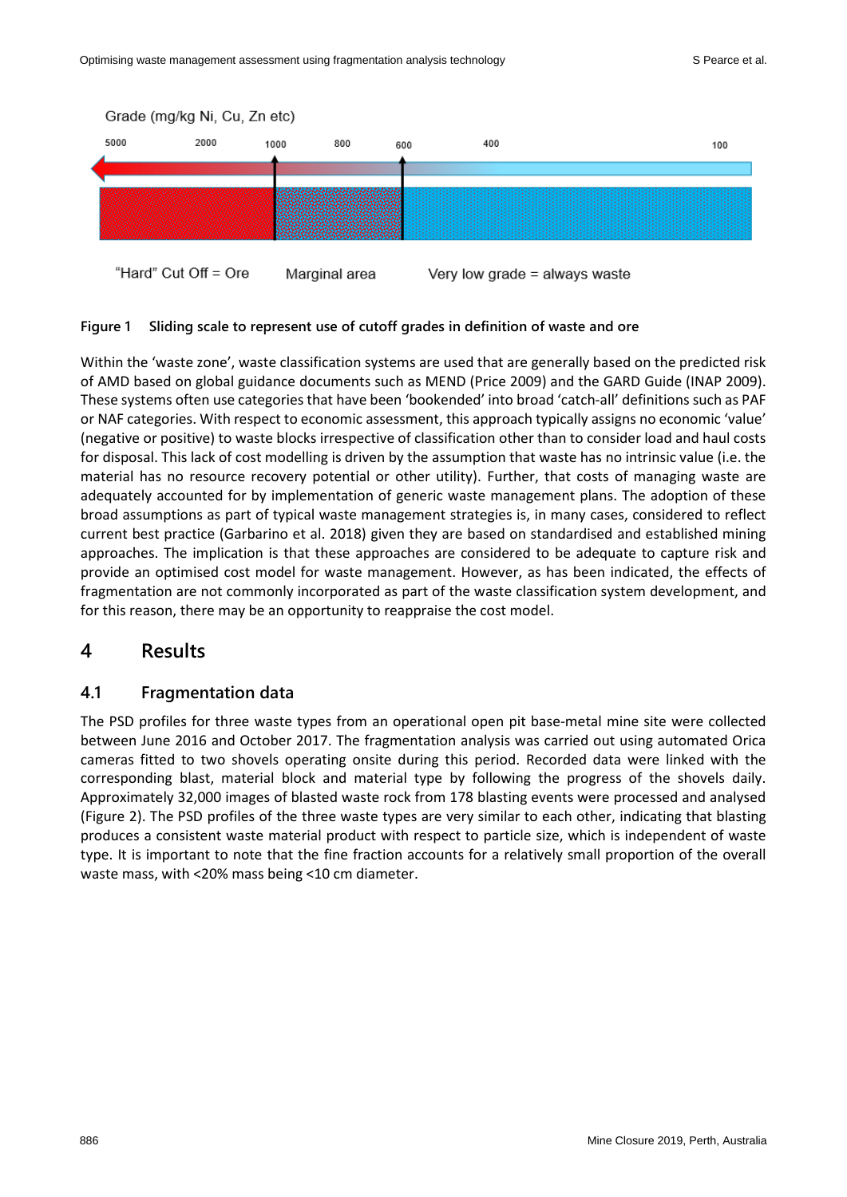**Figure 1 Sliding scale to represent use of cutoff grades in definition of waste and ore**

Within the 'waste zone', waste classification systems are used that are generally based on the predicted risk of AMD based on global guidance documents such as MEND (Price 2009) and the GARD Guide (INAP 2009). These systems often use categories that have been 'bookended' into broad 'catch-all' definitions such as PAF or NAF categories. With respect to economic assessment, this approach typically assigns no economic 'value' (negative or positive) to waste blocks irrespective of classification other than to consider load and haul costs for disposal. This lack of cost modelling is driven by the assumption that waste has no intrinsic value (i.e. the material has no resource recovery potential or other utility). Further, that costs of managing waste are adequately accounted for by implementation of generic waste management plans. The adoption of these broad assumptions as part of typical waste management strategies is, in many cases, considered to reflect current best practice (Garbarino et al. 2018) given they are based on standardised and established mining approaches. The implication is that these approaches are considered to be adequate to capture risk and provide an optimised cost model for waste management. However, as has been indicated, the effects of fragmentation are not commonly incorporated as part of the waste classification system development, and for this reason, there may be an opportunity to reappraise the cost model.

# 4 Results

## 4.1 Fragmentation data

The PSD profiles for three waste types from an operational open pit base-metal mine site were collected between June 2016 and October 2017. The fragmentation analysis was carried out using automated Orica cameras fitted to two shovels operating onsite during this period. Recorded data were linked with the corresponding blast, material block and material type by following the progress of the shovels daily. Approximately 32,000 images of blasted waste rock from 178 blasting events were processed and analysed (Figure 2). The PSD profiles of the three waste types are very similar to each other, indicating that blasting produces a consistent waste material product with respect to particle size, which is independent of waste type. It is important to note that the fine fraction accounts for a relatively small proportion of the overall waste mass, with <20% mass being <10 cm diameter.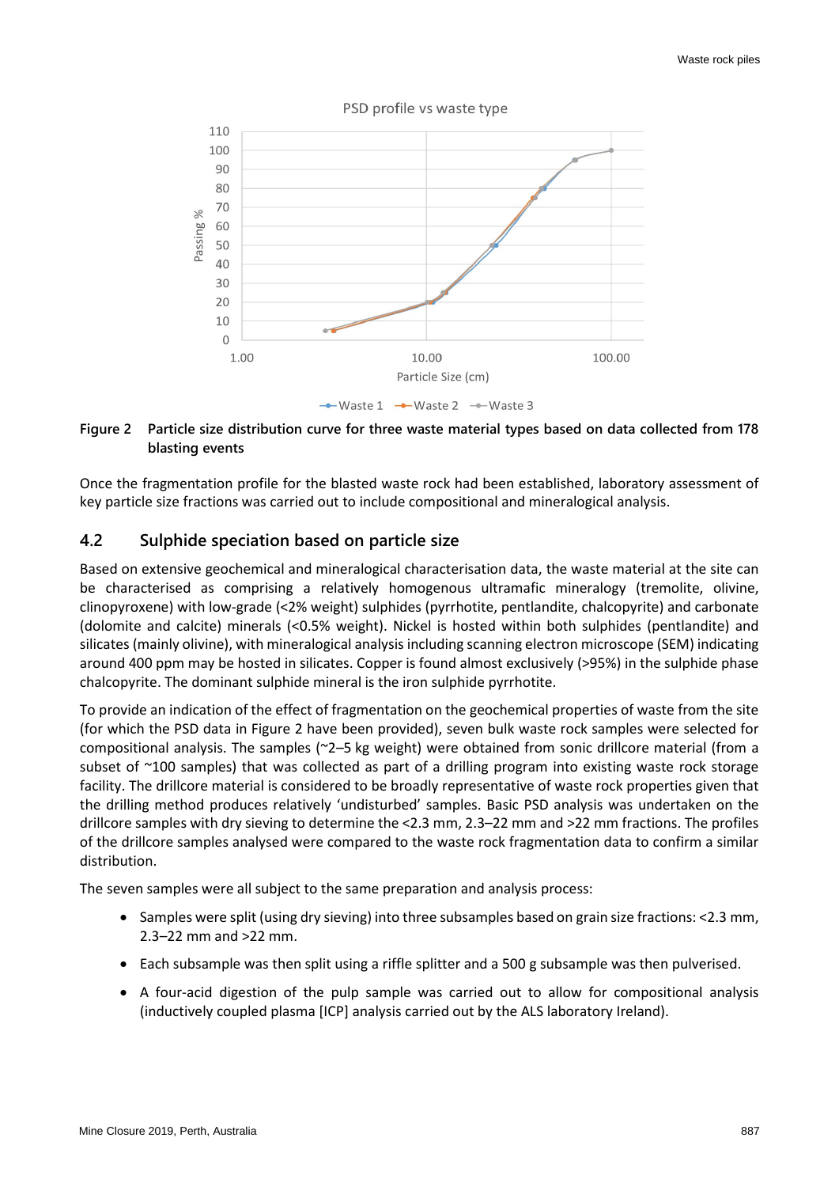Figure 2 Particle size distribution curve for three waste material types based on data collected from 178 blasting events

Once the fragmentation profile for the blasted waste rock had been established, laboratory assessment of key particle size fractions was carried out to include compositional and mineralogical analysis.

## 4.2 Sulphide speciation based on particle size

Based on extensive geochemical and mineralogical characterisation data, the waste material at the site can be characterised as comprising a relatively homogenous ultramafic mineralogy (tremolite, olivine, clinopyroxene) with low-grade (<2% weight) sulphides (pyrrhotite, pentlandite, chalcopyrite) and carbonate (dolomite and calcite) minerals (<0.5% weight). Nickel is hosted within both sulphides (pentlandite) and silicates (mainly olivine), with mineralogical analysis including scanning electron microscope (SEM) indicating around 400 ppm may be hosted in silicates. Copper is found almost exclusively (>95%) in the sulphide phase chalcopyrite. The dominant sulphide mineral is the iron sulphide pyrrhotite.

To provide an indication of the effect of fragmentation on the geochemical properties of waste from the site (for which the PSD data in Figure 2 have been provided), seven bulk waste rock samples were selected for compositional analysis. The samples (~2–5 kg weight) were obtained from sonic drillcore material (from a subset of ~100 samples) that was collected as part of a drilling program into existing waste rock storage facility. The drillcore material is considered to be broadly representative of waste rock properties given that the drilling method produces relatively 'undisturbed' samples. Basic PSD analysis was undertaken on the drillcore samples with dry sieving to determine the <2.3 mm, 2.3–22 mm and >22 mm fractions. The profiles of the drillcore samples analysed were compared to the waste rock fragmentation data to confirm a similar distribution.

The seven samples were all subject to the same preparation and analysis process:

- Samples were split (using dry sieving) into three subsamples based on grain size fractions: <2.3 mm, 2.3–22 mm and >22 mm.
- Each subsample was then split using a riffle splitter and a 500 g subsample was then pulverised.
- A four-acid digestion of the pulp sample was carried out to allow for compositional analysis (inductively coupled plasma [ICP] analysis carried out by the ALS laboratory Ireland).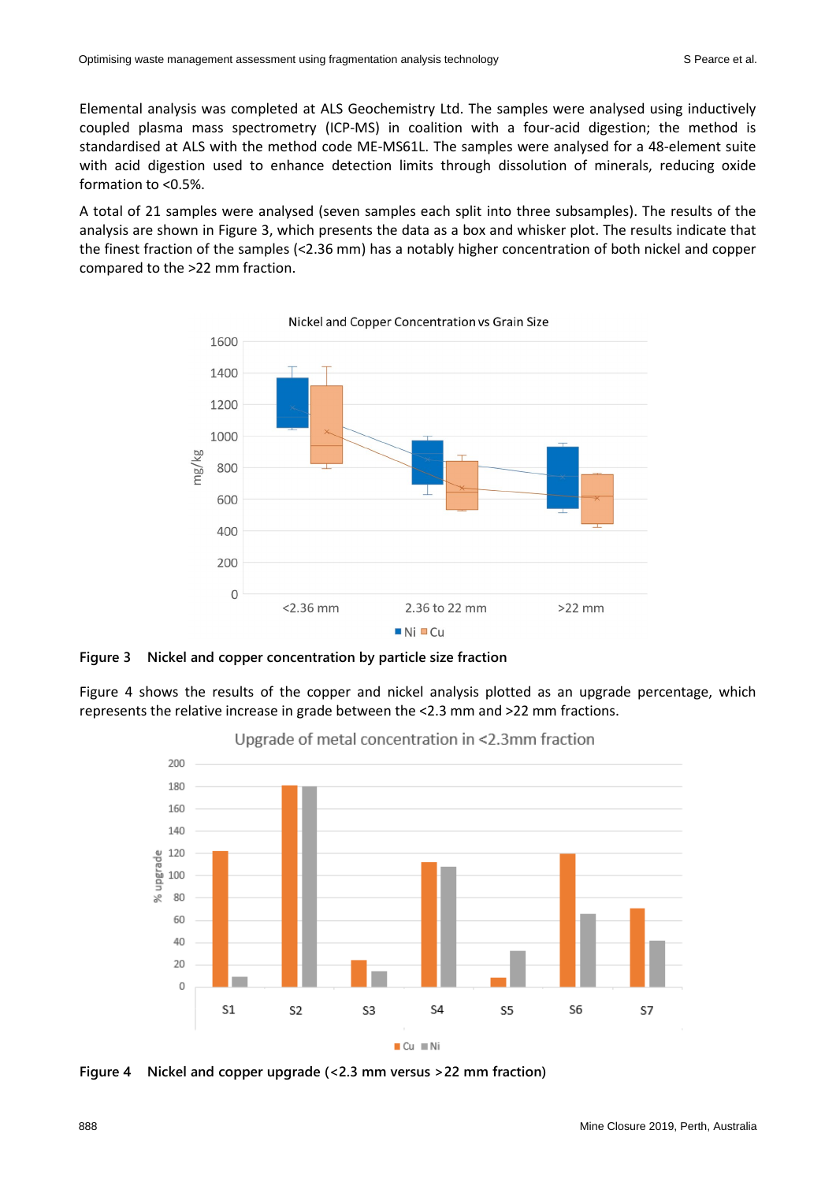Elemental analysis was completed at ALS Geochemistry Ltd. The samples were analysed using inductively coupled plasma mass spectrometry (ICP-MS) in coalition with a four-acid digestion; the method is standardised at ALS with the method code ME-MS61L. The samples were analysed for a 48-element suite with acid digestion used to enhance detection limits through dissolution of minerals, reducing oxide formation to <0.5%.

A total of 21 samples were analysed (seven samples each split into three subsamples). The results of the analysis are shown in Figure 3, which presents the data as a box and whisker plot. The results indicate that the finest fraction of the samples (<2.36 mm) has a notably higher concentration of both nickel and copper compared to the >22 mm fraction.

**Figure 3 Nickel and copper concentration by particle size fraction**

Figure 4 shows the results of the copper and nickel analysis plotted as an upgrade percentage, which represents the relative increase in grade between the <2.3 mm and >22 mm fractions.

**Figure 4 Nickel and copper upgrade (<2.3 mm versus >22 mm fraction)**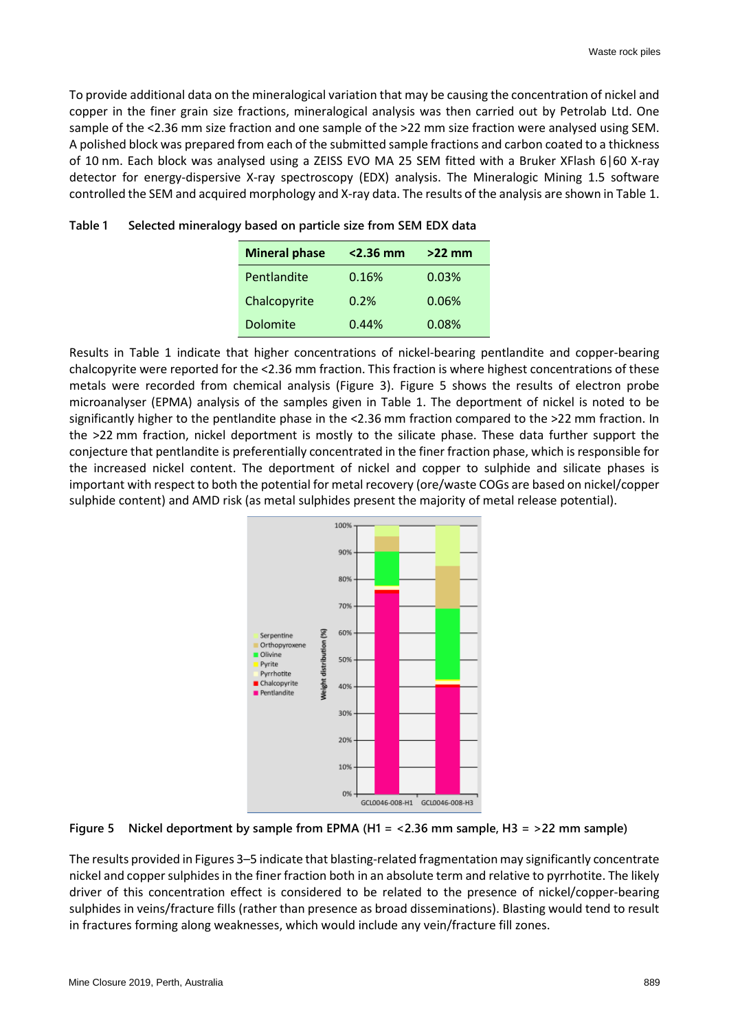To provide additional data on the mineralogical variation that may be causing the concentration of nickel and copper in the finer grain size fractions, mineralogical analysis was then carried out by Petrolab Ltd. One sample of the <2.36 mm size fraction and one sample of the >22 mm size fraction were analysed using SEM. A polished block was prepared from each of the submitted sample fractions and carbon coated to a thickness of 10 nm. Each block was analysed using a ZEISS EVO MA 25 SEM fitted with a Bruker XFlash 6|60 X-ray detector for energy-dispersive X-ray spectroscopy (EDX) analysis. The Mineralogic Mining 1.5 software controlled the SEM and acquired morphology and X-ray data. The results of the analysis are shown in Table 1.

**Table 1 Selected mineralogy based on particle size from SEM EDX data**

| Mineral phase | <2.36 mm | >22 mm |
|---|---|---|
| Pentlandite | 0.16% | 0.03% |
| Chalcopyrite | 0.2% | 0.06% |
| Dolomite | 0.44% | 0.08% |

Results in Table 1 indicate that higher concentrations of nickel-bearing pentlandite and copper-bearing chalcopyrite were reported for the <2.36 mm fraction. This fraction is where highest concentrations of these metals were recorded from chemical analysis (Figure 3). Figure 5 shows the results of electron probe microanalyser (EPMA) analysis of the samples given in Table 1. The deportment of nickel is noted to be significantly higher to the pentlandite phase in the <2.36 mm fraction compared to the >22 mm fraction. In the >22 mm fraction, nickel deportment is mostly to the silicate phase. These data further support the conjecture that pentlandite is preferentially concentrated in the finer fraction phase, which is responsible for the increased nickel content. The deportment of nickel and copper to sulphide and silicate phases is important with respect to both the potential for metal recovery (ore/waste COGs are based on nickel/copper sulphide content) and AMD risk (as metal sulphides present the majority of metal release potential).

**Figure 5 Nickel deportment by sample from EPMA (H1 = <2.36 mm sample, H3 = >22 mm sample)**

The results provided in Figures 3–5 indicate that blasting-related fragmentation may significantly concentrate nickel and copper sulphides in the finer fraction both in an absolute term and relative to pyrrhotite. The likely driver of this concentration effect is considered to be related to the presence of nickel/copper-bearing sulphides in veins/fracture fills (rather than presence as broad disseminations). Blasting would tend to result in fractures forming along weaknesses, which would include any vein/fracture fill zones.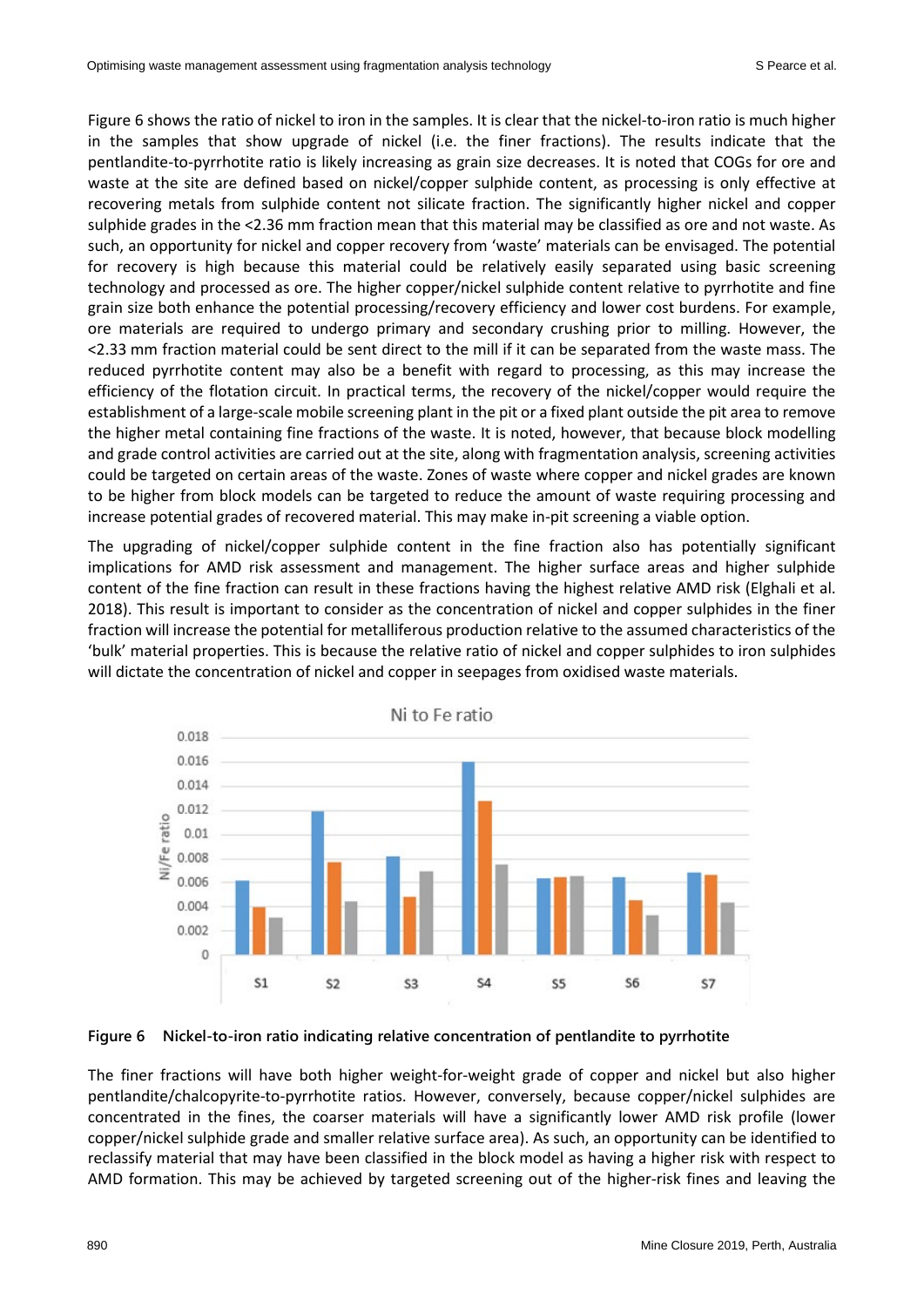Figure 6 shows the ratio of nickel to iron in the samples. It is clear that the nickel-to-iron ratio is much higher in the samples that show upgrade of nickel (i.e. the finer fractions). The results indicate that the pentlandite-to-pyrrhotite ratio is likely increasing as grain size decreases. It is noted that COGs for ore and waste at the site are defined based on nickel/copper sulphide content, as processing is only effective at recovering metals from sulphide content not silicate fraction. The significantly higher nickel and copper sulphide grades in the <2.36 mm fraction mean that this material may be classified as ore and not waste. As such, an opportunity for nickel and copper recovery from 'waste' materials can be envisaged. The potential for recovery is high because this material could be relatively easily separated using basic screening technology and processed as ore. The higher copper/nickel sulphide content relative to pyrrhotite and fine grain size both enhance the potential processing/recovery efficiency and lower cost burdens. For example, ore materials are required to undergo primary and secondary crushing prior to milling. However, the <2.33 mm fraction material could be sent direct to the mill if it can be separated from the waste mass. The reduced pyrrhotite content may also be a benefit with regard to processing, as this may increase the efficiency of the flotation circuit. In practical terms, the recovery of the nickel/copper would require the establishment of a large-scale mobile screening plant in the pit or a fixed plant outside the pit area to remove the higher metal containing fine fractions of the waste. It is noted, however, that because block modelling and grade control activities are carried out at the site, along with fragmentation analysis, screening activities could be targeted on certain areas of the waste. Zones of waste where copper and nickel grades are known to be higher from block models can be targeted to reduce the amount of waste requiring processing and increase potential grades of recovered material. This may make in-pit screening a viable option.

The upgrading of nickel/copper sulphide content in the fine fraction also has potentially significant implications for AMD risk assessment and management. The higher surface areas and higher sulphide content of the fine fraction can result in these fractions having the highest relative AMD risk (Elghali et al. 2018). This result is important to consider as the concentration of nickel and copper sulphides in the finer fraction will increase the potential for metalliferous production relative to the assumed characteristics of the 'bulk' material properties. This is because the relative ratio of nickel and copper sulphides to iron sulphides will dictate the concentration of nickel and copper in seepages from oxidised waste materials.

**Figure 6 Nickel-to-iron ratio indicating relative concentration of pentlandite to pyrrhotite**

The finer fractions will have both higher weight-for-weight grade of copper and nickel but also higher pentlandite/chalcopyrite-to-pyrrhotite ratios. However, conversely, because copper/nickel sulphides are concentrated in the fines, the coarser materials will have a significantly lower AMD risk profile (lower copper/nickel sulphide grade and smaller relative surface area). As such, an opportunity can be identified to reclassify material that may have been classified in the block model as having a higher risk with respect to AMD formation. This may be achieved by targeted screening out of the higher-risk fines and leaving the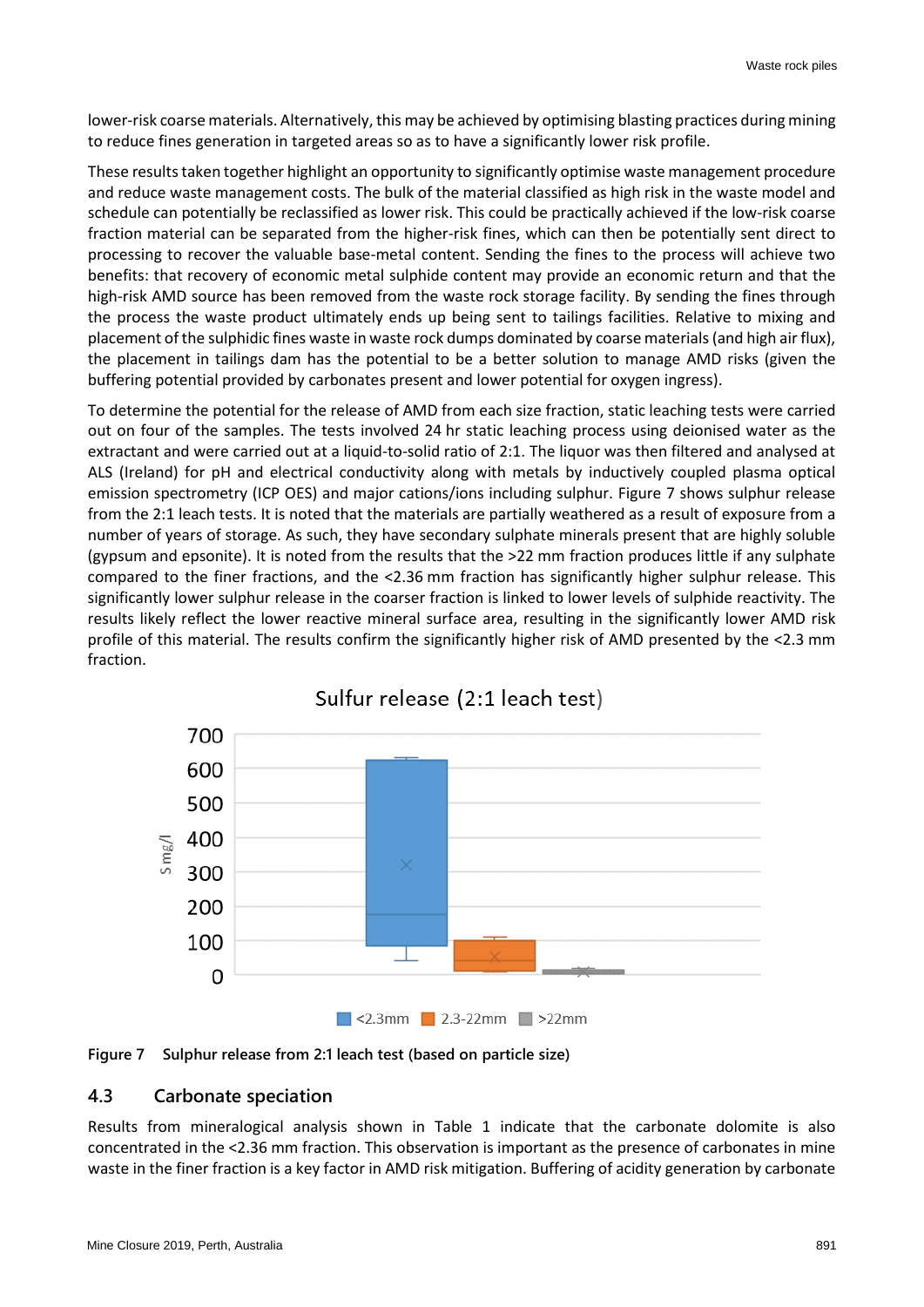lower-risk coarse materials. Alternatively, this may be achieved by optimising blasting practices during mining to reduce fines generation in targeted areas so as to have a significantly lower risk profile.

These results taken together highlight an opportunity to significantly optimise waste management procedure and reduce waste management costs. The bulk of the material classified as high risk in the waste model and schedule can potentially be reclassified as lower risk. This could be practically achieved if the low-risk coarse fraction material can be separated from the higher-risk fines, which can then be potentially sent direct to processing to recover the valuable base-metal content. Sending the fines to the process will achieve two benefits: that recovery of economic metal sulphide content may provide an economic return and that the high-risk AMD source has been removed from the waste rock storage facility. By sending the fines through the process the waste product ultimately ends up being sent to tailings facilities. Relative to mixing and placement of the sulphidic fines waste in waste rock dumps dominated by coarse materials (and high air flux), the placement in tailings dam has the potential to be a better solution to manage AMD risks (given the buffering potential provided by carbonates present and lower potential for oxygen ingress).

To determine the potential for the release of AMD from each size fraction, static leaching tests were carried out on four of the samples. The tests involved 24 hr static leaching process using deionised water as the extractant and were carried out at a liquid-to-solid ratio of 2:1. The liquor was then filtered and analysed at ALS (Ireland) for pH and electrical conductivity along with metals by inductively coupled plasma optical emission spectrometry (ICP OES) and major cations/ions including sulphur. Figure 7 shows sulphur release from the 2:1 leach tests. It is noted that the materials are partially weathered as a result of exposure from a number of years of storage. As such, they have secondary sulphate minerals present that are highly soluble (gypsum and epsonite). It is noted from the results that the >22 mm fraction produces little if any sulphate compared to the finer fractions, and the <2.36 mm fraction has significantly higher sulphur release. This significantly lower sulphur release in the coarser fraction is linked to lower levels of sulphide reactivity. The results likely reflect the lower reactive mineral surface area, resulting in the significantly lower AMD risk profile of this material. The results confirm the significantly higher risk of AMD presented by the <2.3 mm fraction.

Sulfur release (2:1 leach test)

S mg/l

<2.3mm  2.3-22mm  >22mm

**Figure 7 Sulphur release from 2:1 leach test (based on particle size)**

## 4.3 Carbonate speciation

Results from mineralogical analysis shown in Table 1 indicate that the carbonate dolomite is also concentrated in the <2.36 mm fraction. This observation is important as the presence of carbonates in mine waste in the finer fraction is a key factor in AMD risk mitigation. Buffering of acidity generation by carbonate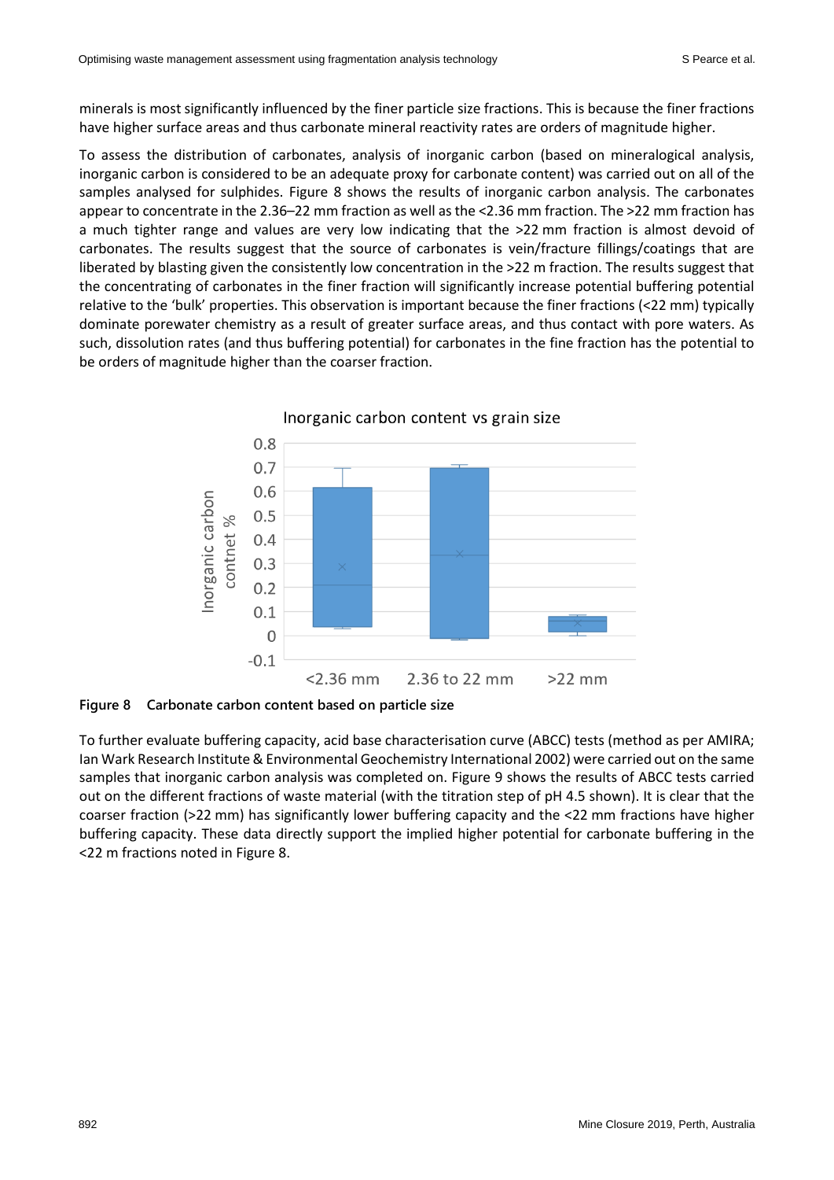minerals is most significantly influenced by the finer particle size fractions. This is because the finer fractions have higher surface areas and thus carbonate mineral reactivity rates are orders of magnitude higher.

To assess the distribution of carbonates, analysis of inorganic carbon (based on mineralogical analysis, inorganic carbon is considered to be an adequate proxy for carbonate content) was carried out on all of the samples analysed for sulphides. Figure 8 shows the results of inorganic carbon analysis. The carbonates appear to concentrate in the 2.36–22 mm fraction as well as the <2.36 mm fraction. The >22 mm fraction has a much tighter range and values are very low indicating that the >22 mm fraction is almost devoid of carbonates. The results suggest that the source of carbonates is vein/fracture fillings/coatings that are liberated by blasting given the consistently low concentration in the >22 m fraction. The results suggest that the concentrating of carbonates in the finer fraction will significantly increase potential buffering potential relative to the 'bulk' properties. This observation is important because the finer fractions (<22 mm) typically dominate porewater chemistry as a result of greater surface areas, and thus contact with pore waters. As such, dissolution rates (and thus buffering potential) for carbonates in the fine fraction has the potential to be orders of magnitude higher than the coarser fraction.

**Figure 8 Carbonate carbon content based on particle size**

To further evaluate buffering capacity, acid base characterisation curve (ABCC) tests (method as per AMIRA; Ian Wark Research Institute & Environmental Geochemistry International 2002) were carried out on the same samples that inorganic carbon analysis was completed on. Figure 9 shows the results of ABCC tests carried out on the different fractions of waste material (with the titration step of pH 4.5 shown). It is clear that the coarser fraction (>22 mm) has significantly lower buffering capacity and the <22 mm fractions have higher buffering capacity. These data directly support the implied higher potential for carbonate buffering in the <22 m fractions noted in Figure 8.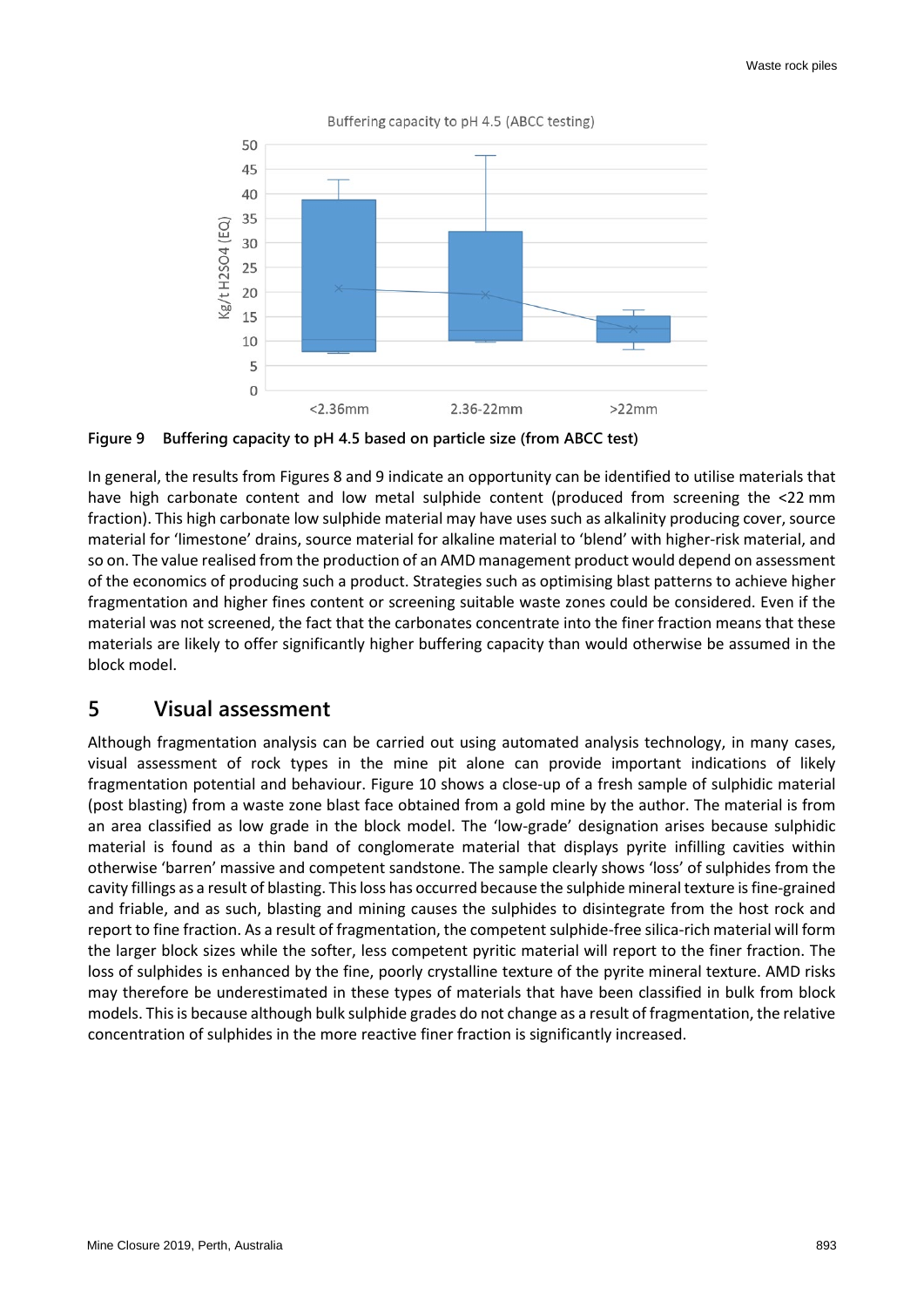**Figure 9 Buffering capacity to pH 4.5 based on particle size (from ABCC test)**

In general, the results from Figures 8 and 9 indicate an opportunity can be identified to utilise materials that have high carbonate content and low metal sulphide content (produced from screening the <22 mm fraction). This high carbonate low sulphide material may have uses such as alkalinity producing cover, source material for 'limestone' drains, source material for alkaline material to 'blend' with higher-risk material, and so on. The value realised from the production of an AMD management product would depend on assessment of the economics of producing such a product. Strategies such as optimising blast patterns to achieve higher fragmentation and higher fines content or screening suitable waste zones could be considered. Even if the material was not screened, the fact that the carbonates concentrate into the finer fraction means that these materials are likely to offer significantly higher buffering capacity than would otherwise be assumed in the block model.

# 5 Visual assessment

Although fragmentation analysis can be carried out using automated analysis technology, in many cases, visual assessment of rock types in the mine pit alone can provide important indications of likely fragmentation potential and behaviour. Figure 10 shows a close-up of a fresh sample of sulphidic material (post blasting) from a waste zone blast face obtained from a gold mine by the author. The material is from an area classified as low grade in the block model. The 'low-grade' designation arises because sulphidic material is found as a thin band of conglomerate material that displays pyrite infilling cavities within otherwise 'barren' massive and competent sandstone. The sample clearly shows 'loss' of sulphides from the cavity fillings as a result of blasting. This loss has occurred because the sulphide mineral texture is fine-grained and friable, and as such, blasting and mining causes the sulphides to disintegrate from the host rock and report to fine fraction. As a result of fragmentation, the competent sulphide-free silica-rich material will form the larger block sizes while the softer, less competent pyritic material will report to the finer fraction. The loss of sulphides is enhanced by the fine, poorly crystalline texture of the pyrite mineral texture. AMD risks may therefore be underestimated in these types of materials that have been classified in bulk from block models. This is because although bulk sulphide grades do not change as a result of fragmentation, the relative concentration of sulphides in the more reactive finer fraction is significantly increased.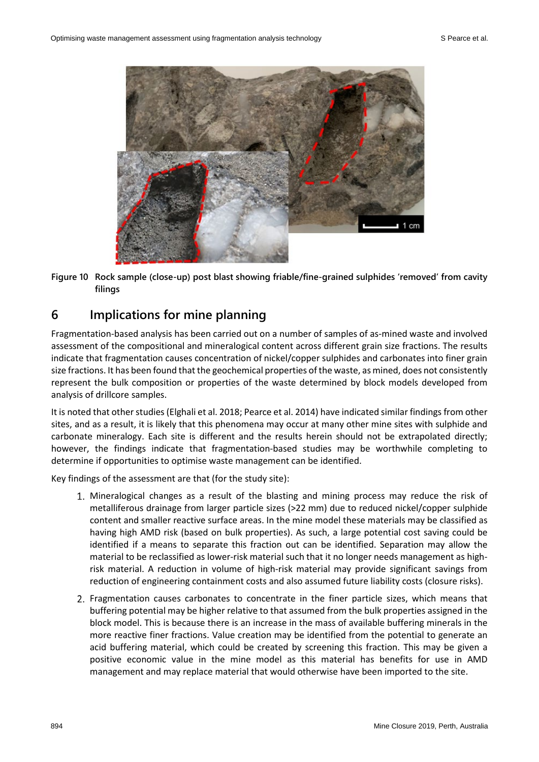Figure 10 Rock sample (close-up) post blast showing friable/fine-grained sulphides 'removed' from cavity filings

## 6 Implications for mine planning

Fragmentation-based analysis has been carried out on a number of samples of as-mined waste and involved assessment of the compositional and mineralogical content across different grain size fractions. The results indicate that fragmentation causes concentration of nickel/copper sulphides and carbonates into finer grain size fractions. It has been found that the geochemical properties of the waste, as mined, does not consistently represent the bulk composition or properties of the waste determined by block models developed from analysis of drillcore samples.

It is noted that other studies (Elghali et al. 2018; Pearce et al. 2014) have indicated similar findings from other sites, and as a result, it is likely that this phenomena may occur at many other mine sites with sulphide and carbonate mineralogy. Each site is different and the results herein should not be extrapolated directly; however, the findings indicate that fragmentation-based studies may be worthwhile completing to determine if opportunities to optimise waste management can be identified.

Key findings of the assessment are that (for the study site):

1. Mineralogical changes as a result of the blasting and mining process may reduce the risk of metalliferous drainage from larger particle sizes (>22 mm) due to reduced nickel/copper sulphide content and smaller reactive surface areas. In the mine model these materials may be classified as having high AMD risk (based on bulk properties). As such, a large potential cost saving could be identified if a means to separate this fraction out can be identified. Separation may allow the material to be reclassified as lower-risk material such that it no longer needs management as high-risk material. A reduction in volume of high-risk material may provide significant savings from reduction of engineering containment costs and also assumed future liability costs (closure risks).

2. Fragmentation causes carbonates to concentrate in the finer particle sizes, which means that buffering potential may be higher relative to that assumed from the bulk properties assigned in the block model. This is because there is an increase in the mass of available buffering minerals in the more reactive finer fractions. Value creation may be identified from the potential to generate an acid buffering material, which could be created by screening this fraction. This may be given a positive economic value in the mine model as this material has benefits for use in AMD management and may replace material that would otherwise have been imported to the site.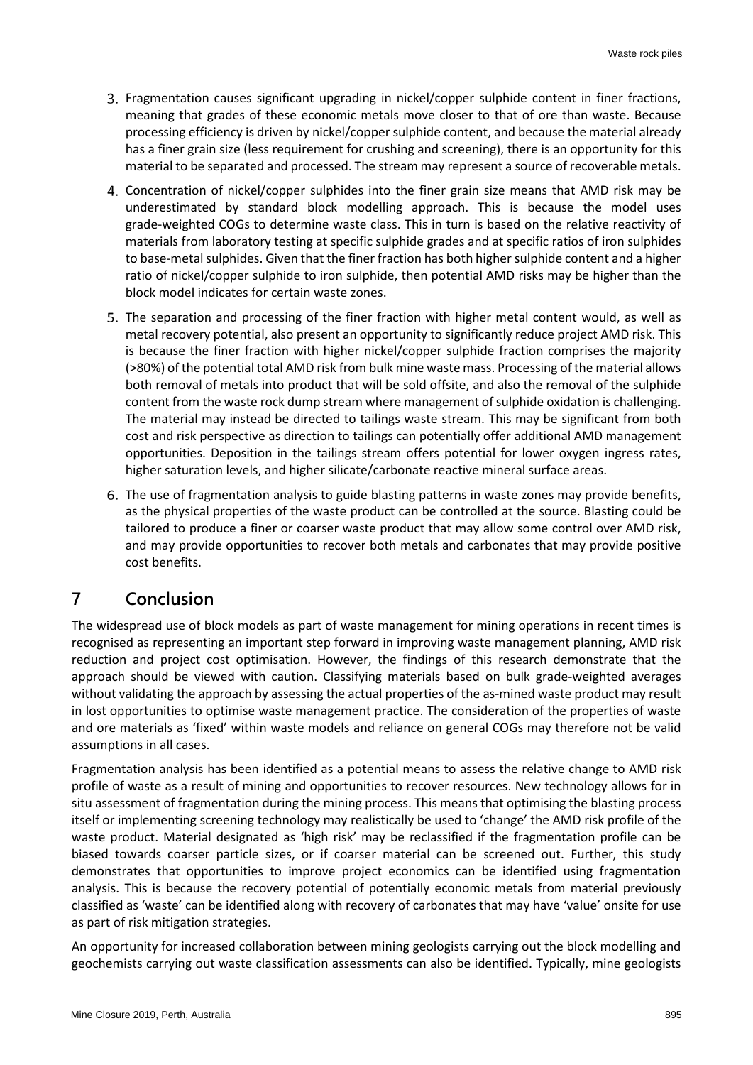3. Fragmentation causes significant upgrading in nickel/copper sulphide content in finer fractions, meaning that grades of these economic metals move closer to that of ore than waste. Because processing efficiency is driven by nickel/copper sulphide content, and because the material already has a finer grain size (less requirement for crushing and screening), there is an opportunity for this material to be separated and processed. The stream may represent a source of recoverable metals.
4. Concentration of nickel/copper sulphides into the finer grain size means that AMD risk may be underestimated by standard block modelling approach. This is because the model uses grade-weighted COGs to determine waste class. This in turn is based on the relative reactivity of materials from laboratory testing at specific sulphide grades and at specific ratios of iron sulphides to base-metal sulphides. Given that the finer fraction has both higher sulphide content and a higher ratio of nickel/copper sulphide to iron sulphide, then potential AMD risks may be higher than the block model indicates for certain waste zones.
5. The separation and processing of the finer fraction with higher metal content would, as well as metal recovery potential, also present an opportunity to significantly reduce project AMD risk. This is because the finer fraction with higher nickel/copper sulphide fraction comprises the majority (>80%) of the potential total AMD risk from bulk mine waste mass. Processing of the material allows both removal of metals into product that will be sold offsite, and also the removal of the sulphide content from the waste rock dump stream where management of sulphide oxidation is challenging. The material may instead be directed to tailings waste stream. This may be significant from both cost and risk perspective as direction to tailings can potentially offer additional AMD management opportunities. Deposition in the tailings stream offers potential for lower oxygen ingress rates, higher saturation levels, and higher silicate/carbonate reactive mineral surface areas.
6. The use of fragmentation analysis to guide blasting patterns in waste zones may provide benefits, as the physical properties of the waste product can be controlled at the source. Blasting could be tailored to produce a finer or coarser waste product that may allow some control over AMD risk, and may provide opportunities to recover both metals and carbonates that may provide positive cost benefits.

# 7 Conclusion

The widespread use of block models as part of waste management for mining operations in recent times is recognised as representing an important step forward in improving waste management planning, AMD risk reduction and project cost optimisation. However, the findings of this research demonstrate that the approach should be viewed with caution. Classifying materials based on bulk grade-weighted averages without validating the approach by assessing the actual properties of the as-mined waste product may result in lost opportunities to optimise waste management practice. The consideration of the properties of waste and ore materials as 'fixed' within waste models and reliance on general COGs may therefore not be valid assumptions in all cases.

Fragmentation analysis has been identified as a potential means to assess the relative change to AMD risk profile of waste as a result of mining and opportunities to recover resources. New technology allows for in situ assessment of fragmentation during the mining process. This means that optimising the blasting process itself or implementing screening technology may realistically be used to 'change' the AMD risk profile of the waste product. Material designated as 'high risk' may be reclassified if the fragmentation profile can be biased towards coarser particle sizes, or if coarser material can be screened out. Further, this study demonstrates that opportunities to improve project economics can be identified using fragmentation analysis. This is because the recovery potential of potentially economic metals from material previously classified as 'waste' can be identified along with recovery of carbonates that may have 'value' onsite for use as part of risk mitigation strategies.

An opportunity for increased collaboration between mining geologists carrying out the block modelling and geochemists carrying out waste classification assessments can also be identified. Typically, mine geologists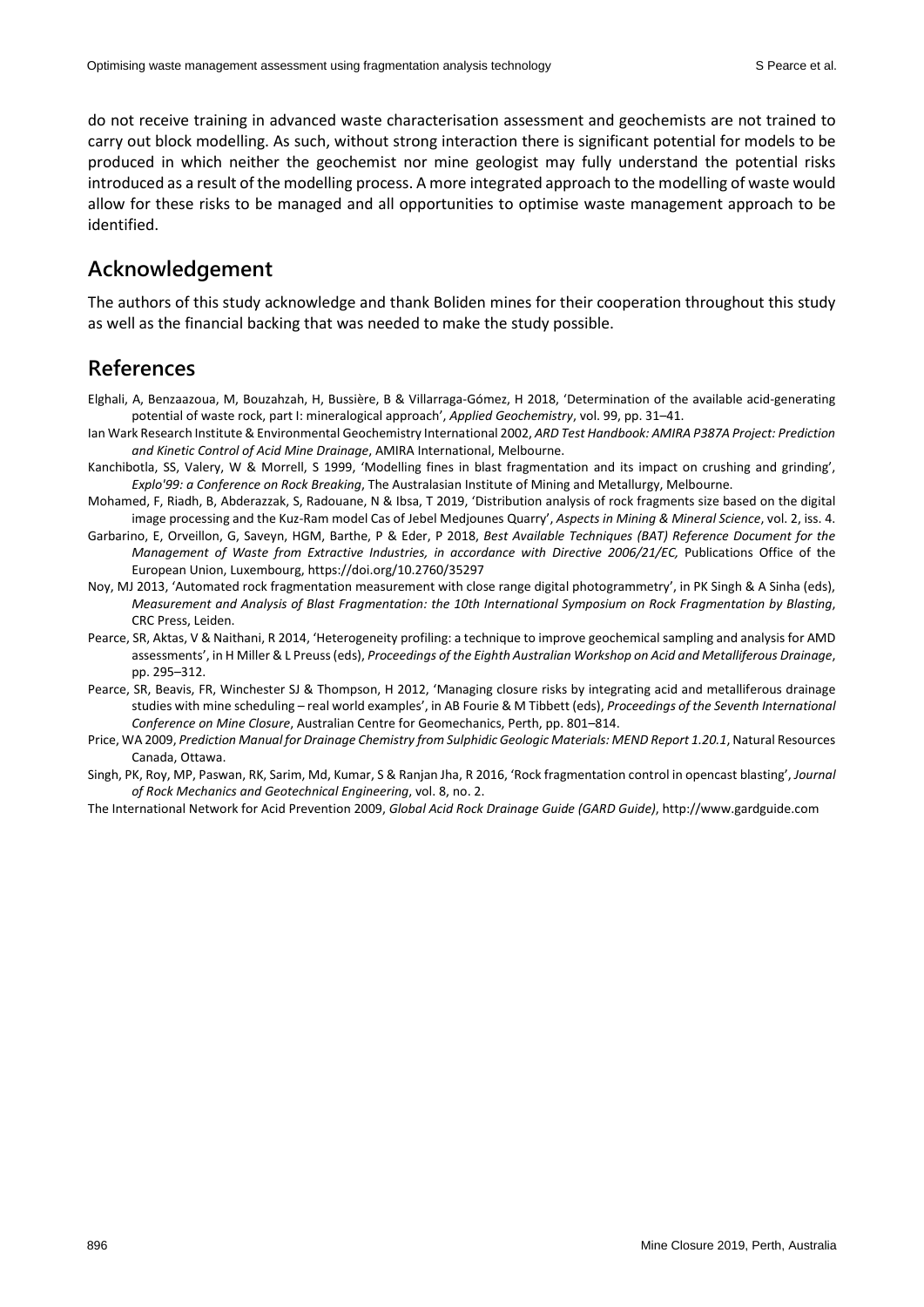do not receive training in advanced waste characterisation assessment and geochemists are not trained to carry out block modelling. As such, without strong interaction there is significant potential for models to be produced in which neither the geochemist nor mine geologist may fully understand the potential risks introduced as a result of the modelling process. A more integrated approach to the modelling of waste would allow for these risks to be managed and all opportunities to optimise waste management approach to be identified.

## Acknowledgement

The authors of this study acknowledge and thank Boliden mines for their cooperation throughout this study as well as the financial backing that was needed to make the study possible.

## References

Elghali, A, Benzaazoua, M, Bouzahzah, H, Bussière, B & Villarraga-Gómez, H 2018, 'Determination of the available acid-generating potential of waste rock, part I: mineralogical approach', *Applied Geochemistry*, vol. 99, pp. 31–41.

Ian Wark Research Institute & Environmental Geochemistry International 2002, *ARD Test Handbook: AMIRA P387A Project: Prediction and Kinetic Control of Acid Mine Drainage*, AMIRA International, Melbourne.

Kanchibotla, SS, Valery, W & Morrell, S 1999, 'Modelling fines in blast fragmentation and its impact on crushing and grinding', *Explo'99: a Conference on Rock Breaking*, The Australasian Institute of Mining and Metallurgy, Melbourne.

Mohamed, F, Riadh, B, Abderazzak, S, Radouane, N & Ibsa, T 2019, 'Distribution analysis of rock fragments size based on the digital image processing and the Kuz-Ram model Cas of Jebel Medjounes Quarry', *Aspects in Mining & Mineral Science*, vol. 2, iss. 4.

Garbarino, E, Orveillon, G, Saveyn, HGM, Barthe, P & Eder, P 2018, *Best Available Techniques (BAT) Reference Document for the Management of Waste from Extractive Industries, in accordance with Directive 2006/21/EC,* Publications Office of the European Union, Luxembourg, https://doi.org/10.2760/35297

Noy, MJ 2013, 'Automated rock fragmentation measurement with close range digital photogrammetry', in PK Singh & A Sinha (eds), *Measurement and Analysis of Blast Fragmentation: the 10th International Symposium on Rock Fragmentation by Blasting*, CRC Press, Leiden.

Pearce, SR, Aktas, V & Naithani, R 2014, 'Heterogeneity profiling: a technique to improve geochemical sampling and analysis for AMD assessments', in H Miller & L Preuss (eds), *Proceedings of the Eighth Australian Workshop on Acid and Metalliferous Drainage*, pp. 295–312.

Pearce, SR, Beavis, FR, Winchester SJ & Thompson, H 2012, 'Managing closure risks by integrating acid and metalliferous drainage studies with mine scheduling – real world examples', in AB Fourie & M Tibbett (eds), *Proceedings of the Seventh International Conference on Mine Closure*, Australian Centre for Geomechanics, Perth, pp. 801–814.

Price, WA 2009, *Prediction Manual for Drainage Chemistry from Sulphidic Geologic Materials: MEND Report 1.20.1*, Natural Resources Canada, Ottawa.

Singh, PK, Roy, MP, Paswan, RK, Sarim, Md, Kumar, S & Ranjan Jha, R 2016, 'Rock fragmentation control in opencast blasting', *Journal of Rock Mechanics and Geotechnical Engineering*, vol. 8, no. 2.

The International Network for Acid Prevention 2009, *Global Acid Rock Drainage Guide (GARD Guide)*, http://www.gardguide.com